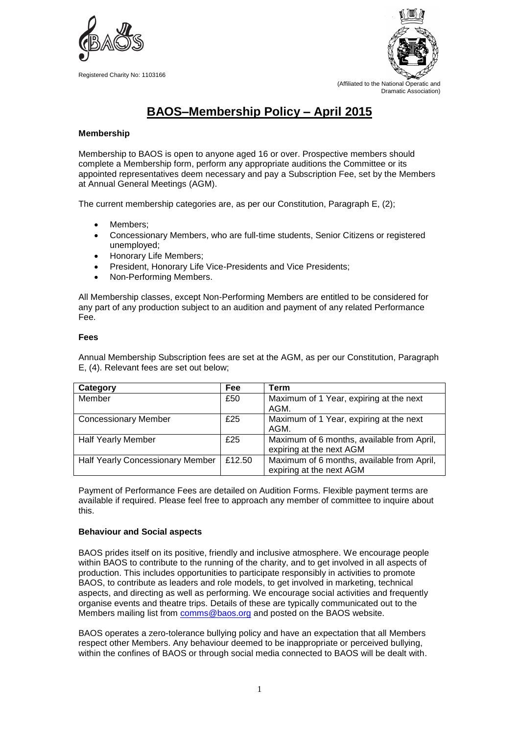Registered Charity No: 1103166

(Affiliated to the National Operatic and Dramatic Association)

# BAOS–Membership Policy – April 2015

### Membership

Membership to BAOS is open to anyone aged 16 or over. Prospective members should complete a Membership form, perform any appropriate auditions the Committee or its appointed representatives deem necessary and pay a Subscription Fee, set by the Members at Annual General Meetings (AGM).

The current membership categories are, as per our Constitution, Paragraph E, (2);

- Members;
- Concessionary Members, who are full-time students, Senior Citizens or registered unemployed;
- Honorary Life Members;
- President, Honorary Life Vice-Presidents and Vice Presidents;
- Non-Performing Members.

All Membership classes, except Non-Performing Members are entitled to be considered for any part of any production subject to an audition and payment of any related Performance Fee.

### Fees

Annual Membership Subscription fees are set at the AGM, as per our Constitution, Paragraph E, (4). Relevant fees are set out below;

| Category | Fee | Term |
|---|---|---|
| Member | £50 | Maximum of 1 Year, expiring at the next AGM. |
| Concessionary Member | £25 | Maximum of 1 Year, expiring at the next AGM. |
| Half Yearly Member | £25 | Maximum of 6 months, available from April, expiring at the next AGM |
| Half Yearly Concessionary Member | £12.50 | Maximum of 6 months, available from April, expiring at the next AGM |

Payment of Performance Fees are detailed on Audition Forms. Flexible payment terms are available if required. Please feel free to approach any member of committee to inquire about this.

### Behaviour and Social aspects

BAOS prides itself on its positive, friendly and inclusive atmosphere. We encourage people within BAOS to contribute to the running of the charity, and to get involved in all aspects of production. This includes opportunities to participate responsibly in activities to promote BAOS, to contribute as leaders and role models, to get involved in marketing, technical aspects, and directing as well as performing. We encourage social activities and frequently organise events and theatre trips. Details of these are typically communicated out to the Members mailing list from comms@baos.org and posted on the BAOS website.

BAOS operates a zero-tolerance bullying policy and have an expectation that all Members respect other Members. Any behaviour deemed to be inappropriate or perceived bullying, within the confines of BAOS or through social media connected to BAOS will be dealt with.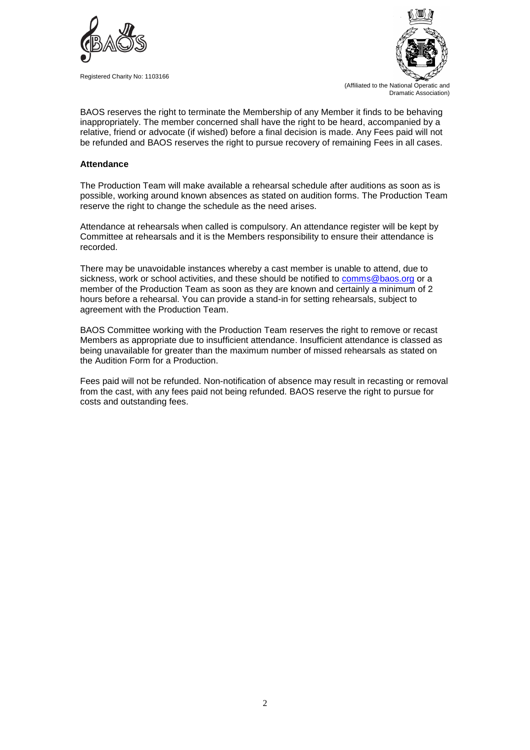Registered Charity No: 1103166

(Affiliated to the National Operatic and Dramatic Association)

BAOS reserves the right to terminate the Membership of any Member it finds to be behaving inappropriately. The member concerned shall have the right to be heard, accompanied by a relative, friend or advocate (if wished) before a final decision is made. Any Fees paid will not be refunded and BAOS reserves the right to pursue recovery of remaining Fees in all cases.

**Attendance**

The Production Team will make available a rehearsal schedule after auditions as soon as is possible, working around known absences as stated on audition forms. The Production Team reserve the right to change the schedule as the need arises.

Attendance at rehearsals when called is compulsory. An attendance register will be kept by Committee at rehearsals and it is the Members responsibility to ensure their attendance is recorded.

There may be unavoidable instances whereby a cast member is unable to attend, due to sickness, work or school activities, and these should be notified to comms@baos.org or a member of the Production Team as soon as they are known and certainly a minimum of 2 hours before a rehearsal. You can provide a stand-in for setting rehearsals, subject to agreement with the Production Team.

BAOS Committee working with the Production Team reserves the right to remove or recast Members as appropriate due to insufficient attendance. Insufficient attendance is classed as being unavailable for greater than the maximum number of missed rehearsals as stated on the Audition Form for a Production.

Fees paid will not be refunded. Non-notification of absence may result in recasting or removal from the cast, with any fees paid not being refunded. BAOS reserve the right to pursue for costs and outstanding fees.